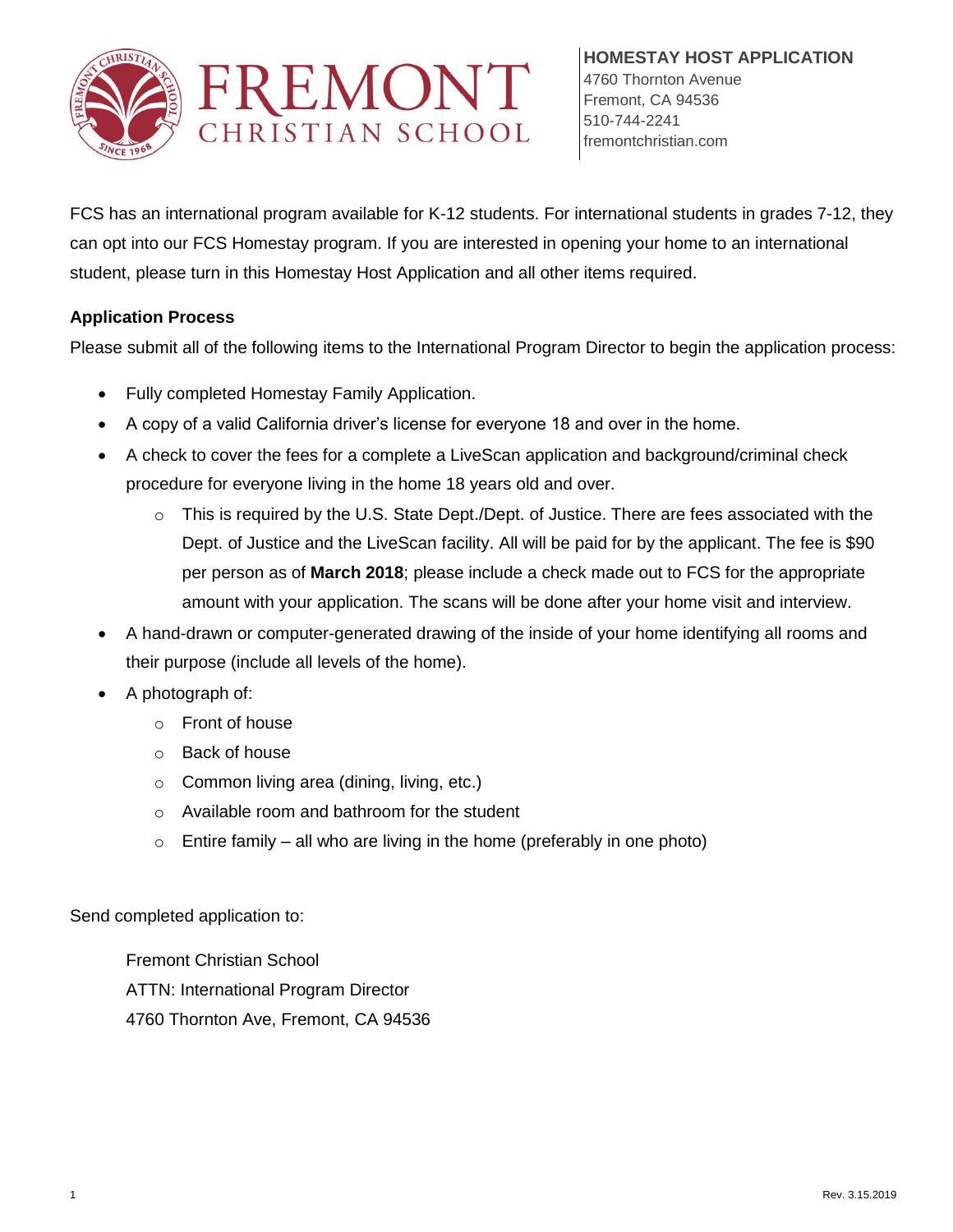# FREMONT CHRISTIAN SCHOOL

**HOMESTAY HOST APPLICATION**
4760 Thornton Avenue
Fremont, CA 94536
510-744-2241
fremontchristian.com

FCS has an international program available for K-12 students. For international students in grades 7-12, they can opt into our FCS Homestay program. If you are interested in opening your home to an international student, please turn in this Homestay Host Application and all other items required.

**Application Process**

Please submit all of the following items to the International Program Director to begin the application process:

- Fully completed Homestay Family Application.
- A copy of a valid California driver's license for everyone 18 and over in the home.
- A check to cover the fees for a complete a LiveScan application and background/criminal check procedure for everyone living in the home 18 years old and over.
  - This is required by the U.S. State Dept./Dept. of Justice. There are fees associated with the Dept. of Justice and the LiveScan facility. All will be paid for by the applicant. The fee is $90 per person as of **March 2018**; please include a check made out to FCS for the appropriate amount with your application. The scans will be done after your home visit and interview.
- A hand-drawn or computer-generated drawing of the inside of your home identifying all rooms and their purpose (include all levels of the home).
- A photograph of:
  - Front of house
  - Back of house
  - Common living area (dining, living, etc.)
  - Available room and bathroom for the student
  - Entire family – all who are living in the home (preferably in one photo)

Send completed application to:

Fremont Christian School
ATTN: International Program Director
4760 Thornton Ave, Fremont, CA 94536

Rev. 3.15.2019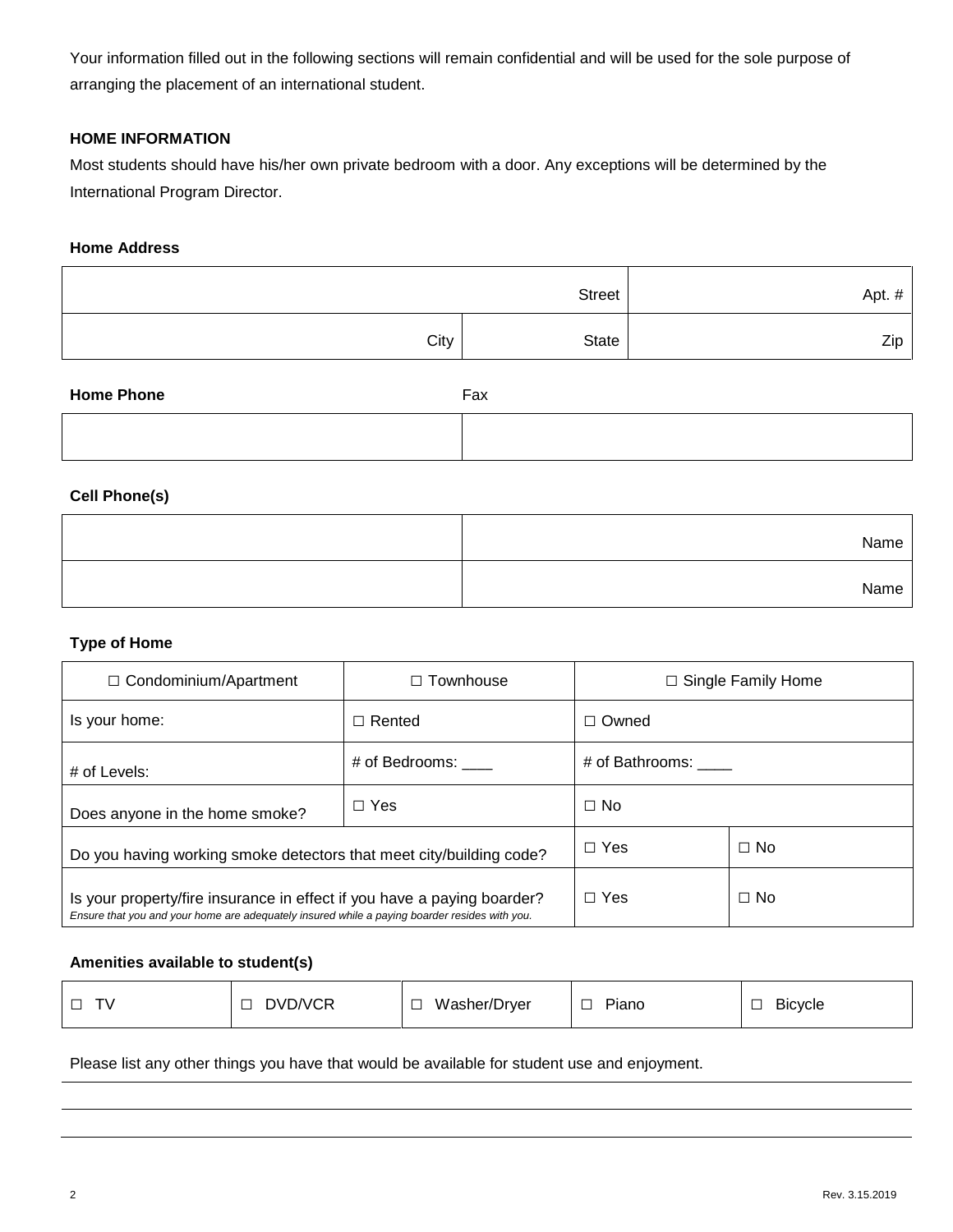Your information filled out in the following sections will remain confidential and will be used for the sole purpose of arranging the placement of an international student.

**HOME INFORMATION**

Most students should have his/her own private bedroom with a door. Any exceptions will be determined by the International Program Director.

**Home Address**

| | | |
|---|---|---|
| Street | | Apt. # |
| City | State | Zip |

**Home Phone** | Fax

| | |
|---|---|
| | |

**Cell Phone(s)**

| | |
|---|---|
| | Name |
| | Name |

**Type of Home**

| ☐ Condominium/Apartment | ☐ Townhouse | ☐ Single Family Home | |
|---|---|---|---|
| Is your home: | ☐ Rented | ☐ Owned | |
| # of Levels: | # of Bedrooms: ____ | # of Bathrooms: ____ | |
| Does anyone in the home smoke? | ☐ Yes | ☐ No | |
| Do you having working smoke detectors that meet city/building code? | | ☐ Yes | ☐ No |
| Is your property/fire insurance in effect if you have a paying boarder? *Ensure that you and your home are adequately insured while a paying boarder resides with you.* | | ☐ Yes | ☐ No |

**Amenities available to student(s)**

| ☐ TV | ☐ DVD/VCR | ☐ Washer/Dryer | ☐ Piano | ☐ Bicycle |
|---|---|---|---|---|

Please list any other things you have that would be available for student use and enjoyment.

______________________________________________________________________

______________________________________________________________________

______________________________________________________________________

Rev. 3.15.2019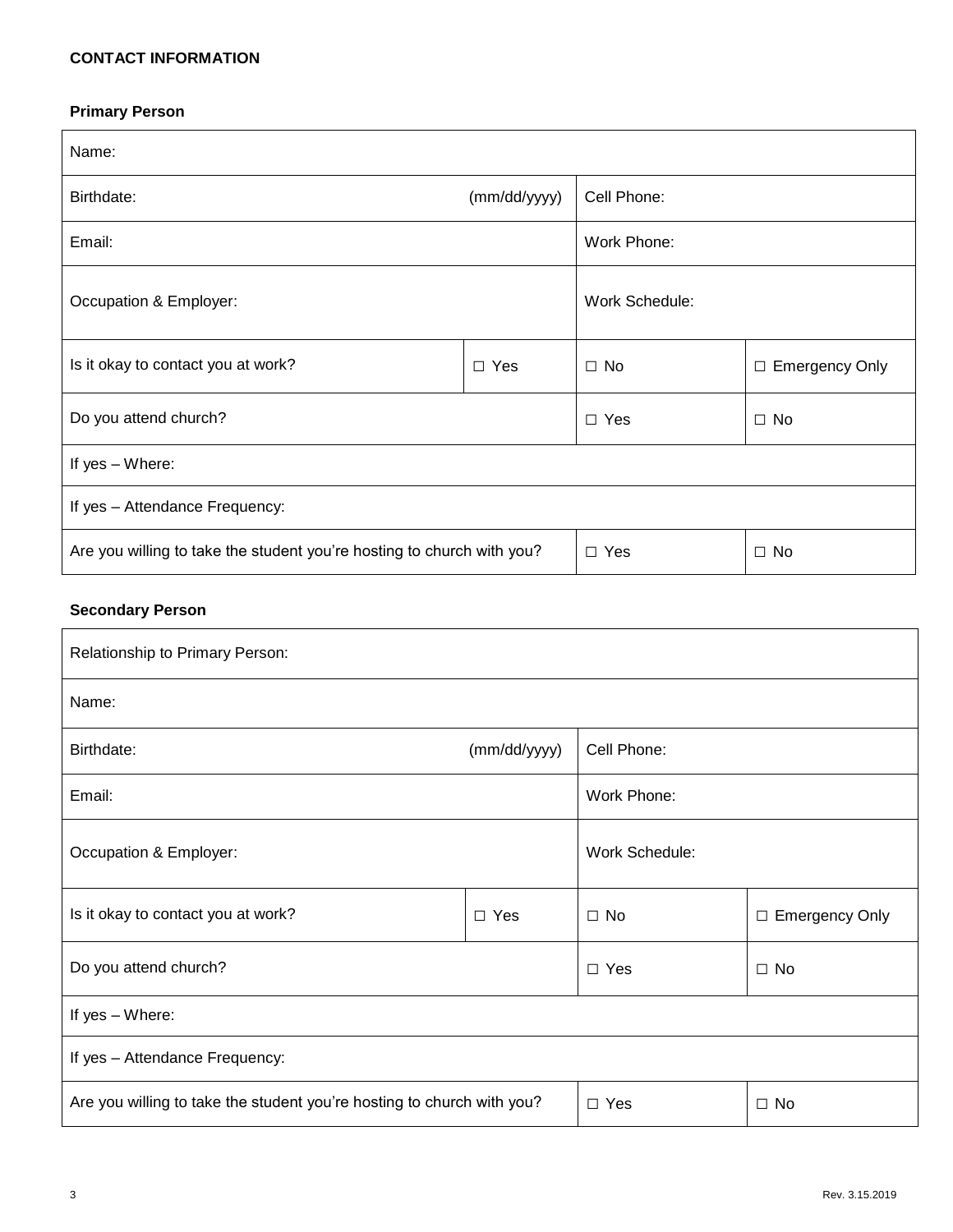**CONTACT INFORMATION**

**Primary Person**

| Name: | | | |
|---|---|---|---|
| Birthdate: (mm/dd/yyyy) | | Cell Phone: | |
| Email: | | Work Phone: | |
| Occupation & Employer: | | Work Schedule: | |
| Is it okay to contact you at work? | ☐ Yes | ☐ No | ☐ Emergency Only |
| Do you attend church? | | ☐ Yes | ☐ No |
| If yes – Where: | | | |
| If yes – Attendance Frequency: | | | |
| Are you willing to take the student you're hosting to church with you? | | ☐ Yes | ☐ No |

**Secondary Person**

| Relationship to Primary Person: | | | |
|---|---|---|---|
| Name: | | | |
| Birthdate: (mm/dd/yyyy) | | Cell Phone: | |
| Email: | | Work Phone: | |
| Occupation & Employer: | | Work Schedule: | |
| Is it okay to contact you at work? | ☐ Yes | ☐ No | ☐ Emergency Only |
| Do you attend church? | | ☐ Yes | ☐ No |
| If yes – Where: | | | |
| If yes – Attendance Frequency: | | | |
| Are you willing to take the student you're hosting to church with you? | | ☐ Yes | ☐ No |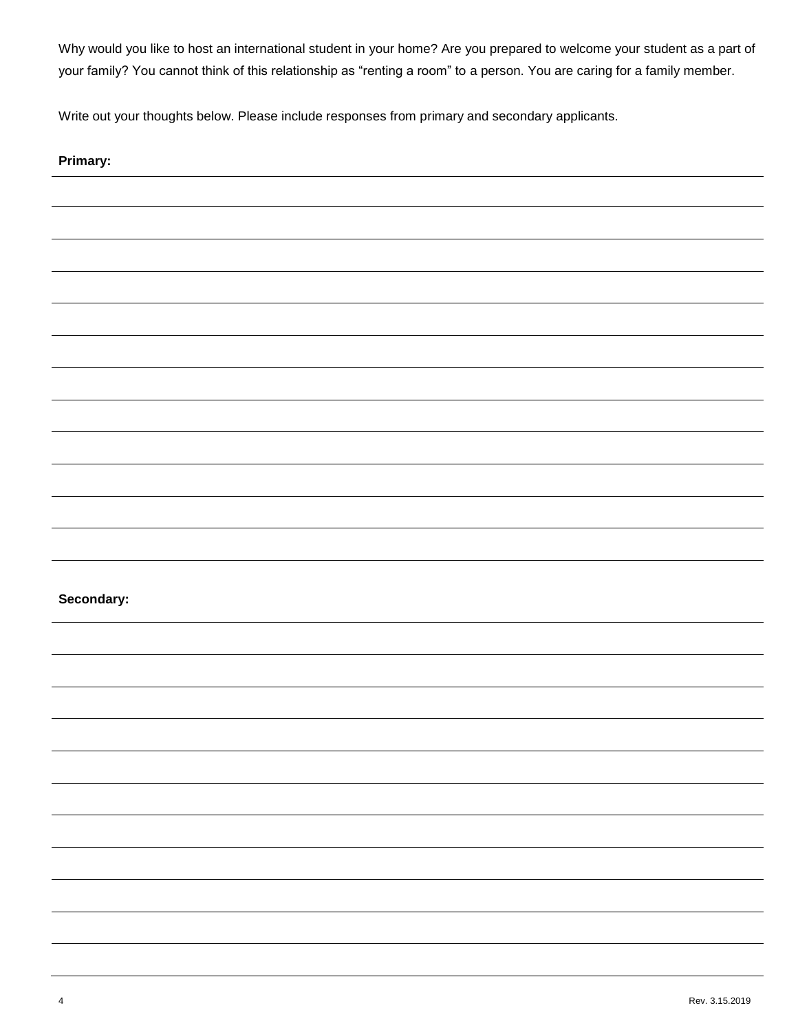Why would you like to host an international student in your home? Are you prepared to welcome your student as a part of your family? You cannot think of this relationship as "renting a room" to a person. You are caring for a family member.

Write out your thoughts below. Please include responses from primary and secondary applicants.

**Primary:**

**Secondary:**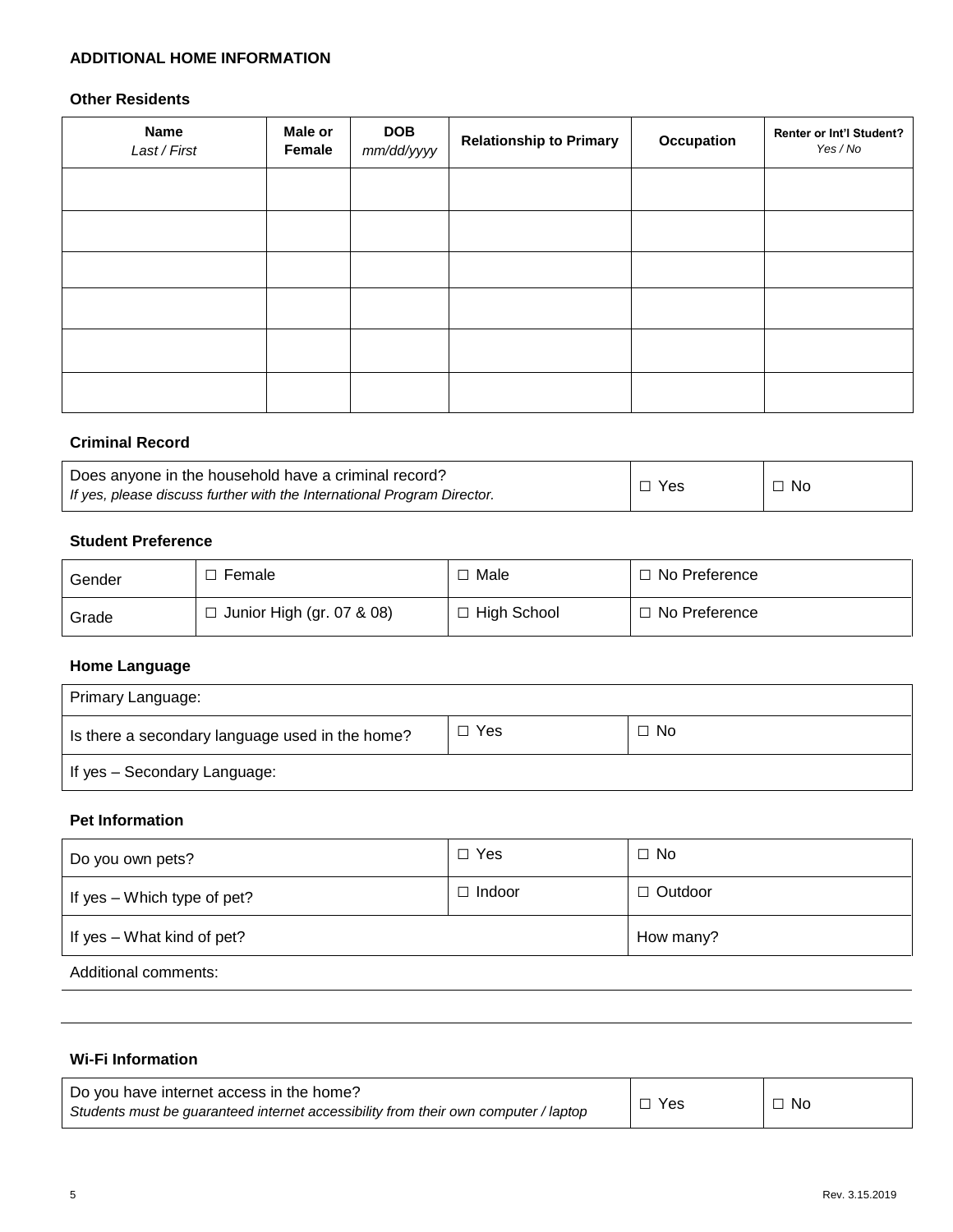## ADDITIONAL HOME INFORMATION

### Other Residents

| Name *Last / First* | Male or Female | DOB *mm/dd/yyyy* | Relationship to Primary | Occupation | Renter or Int'l Student? *Yes / No* |
|---|---|---|---|---|---|
| | | | | | |
| | | | | | |
| | | | | | |
| | | | | | |
| | | | | | |
| | | | | | |

### Criminal Record

| Does anyone in the household have a criminal record? *If yes, please discuss further with the International Program Director.* | ☐ Yes | ☐ No |
|---|---|---|

### Student Preference

| Gender | ☐ Female | ☐ Male | ☐ No Preference |
|---|---|---|---|
| Grade | ☐ Junior High (gr. 07 & 08) | ☐ High School | ☐ No Preference |

### Home Language

| Primary Language: | | |
|---|---|---|
| Is there a secondary language used in the home? | ☐ Yes | ☐ No |
| If yes – Secondary Language: | | |

### Pet Information

| Do you own pets? | ☐ Yes | ☐ No |
|---|---|---|
| If yes – Which type of pet? | ☐ Indoor | ☐ Outdoor |
| If yes – What kind of pet? | | How many? |

Additional comments:

---

---

### Wi-Fi Information

| Do you have internet access in the home? *Students must be guaranteed internet accessibility from their own computer / laptop* | ☐ Yes | ☐ No |
|---|---|---|

Rev. 3.15.2019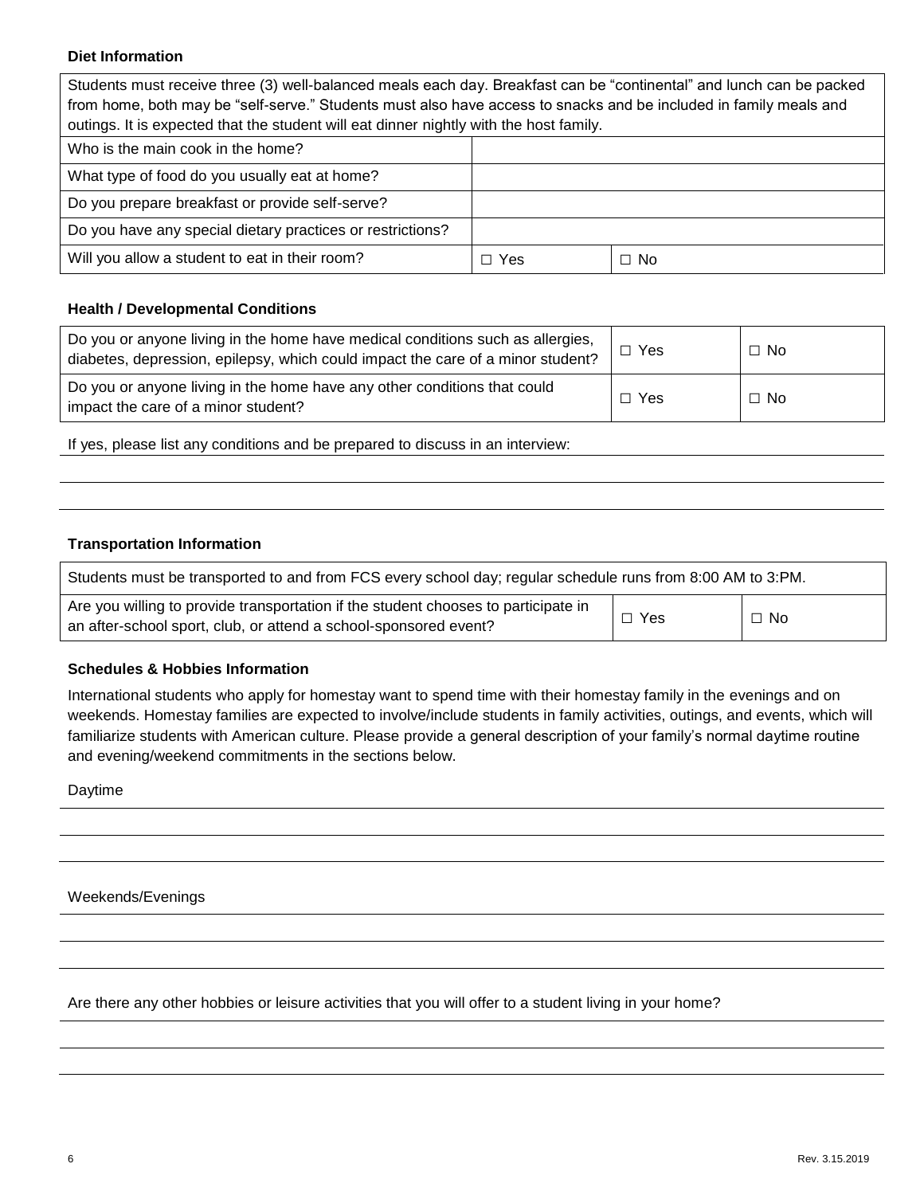**Diet Information**

| Students must receive three (3) well-balanced meals each day. Breakfast can be "continental" and lunch can be packed from home, both may be "self-serve." Students must also have access to snacks and be included in family meals and outings. It is expected that the student will eat dinner nightly with the host family. | | |
|---|---|---|
| Who is the main cook in the home? | | |
| What type of food do you usually eat at home? | | |
| Do you prepare breakfast or provide self-serve? | | |
| Do you have any special dietary practices or restrictions? | | |
| Will you allow a student to eat in their room? | ☐ Yes | ☐ No |

**Health / Developmental Conditions**

| Question | | |
|---|---|---|
| Do you or anyone living in the home have medical conditions such as allergies, diabetes, depression, epilepsy, which could impact the care of a minor student? | ☐ Yes | ☐ No |
| Do you or anyone living in the home have any other conditions that could impact the care of a minor student? | ☐ Yes | ☐ No |

If yes, please list any conditions and be prepared to discuss in an interview:

**Transportation Information**

| Students must be transported to and from FCS every school day; regular schedule runs from 8:00 AM to 3:PM. | | |
|---|---|---|
| Are you willing to provide transportation if the student chooses to participate in an after-school sport, club, or attend a school-sponsored event? | ☐ Yes | ☐ No |

**Schedules & Hobbies Information**

International students who apply for homestay want to spend time with their homestay family in the evenings and on weekends. Homestay families are expected to involve/include students in family activities, outings, and events, which will familiarize students with American culture. Please provide a general description of your family's normal daytime routine and evening/weekend commitments in the sections below.

Daytime

Weekends/Evenings

Are there any other hobbies or leisure activities that you will offer to a student living in your home?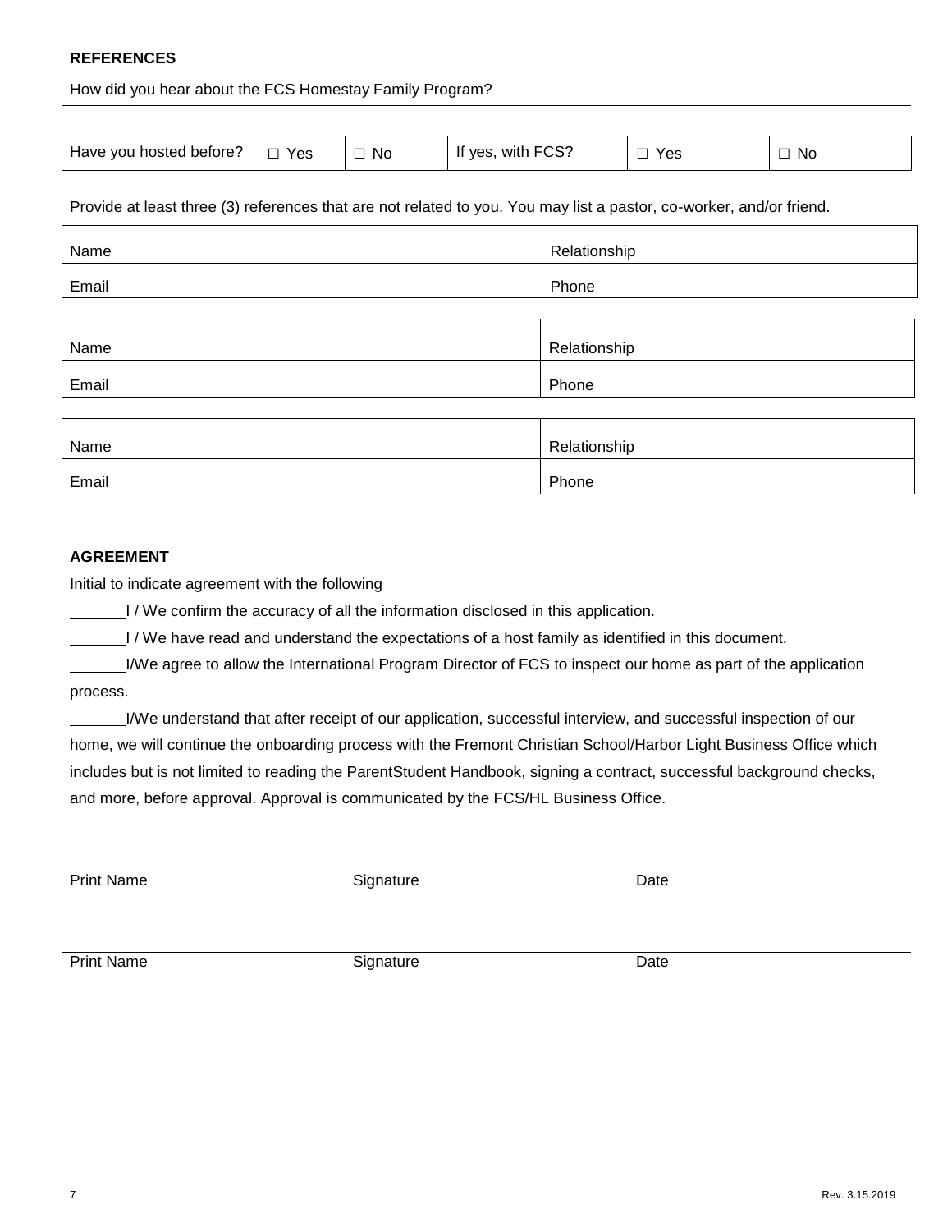**REFERENCES**

How did you hear about the FCS Homestay Family Program?

---

| Have you hosted before? | ☐ Yes | ☐ No | If yes, with FCS? | ☐ Yes | ☐ No |
|---|---|---|---|---|---|

Provide at least three (3) references that are not related to you. You may list a pastor, co-worker, and/or friend.

| | |
|---|---|
| Name | Relationship |
| Email | Phone |

| | |
|---|---|
| Name | Relationship |
| Email | Phone |

| | |
|---|---|
| Name | Relationship |
| Email | Phone |

**AGREEMENT**

Initial to indicate agreement with the following

______I / We confirm the accuracy of all the information disclosed in this application.

______I / We have read and understand the expectations of a host family as identified in this document.

______I/We agree to allow the International Program Director of FCS to inspect our home as part of the application process.

______I/We understand that after receipt of our application, successful interview, and successful inspection of our home, we will continue the onboarding process with the Fremont Christian School/Harbor Light Business Office which includes but is not limited to reading the ParentStudent Handbook, signing a contract, successful background checks, and more, before approval. Approval is communicated by the FCS/HL Business Office.

---

Print Name Signature Date

---

Print Name Signature Date

Rev. 3.15.2019